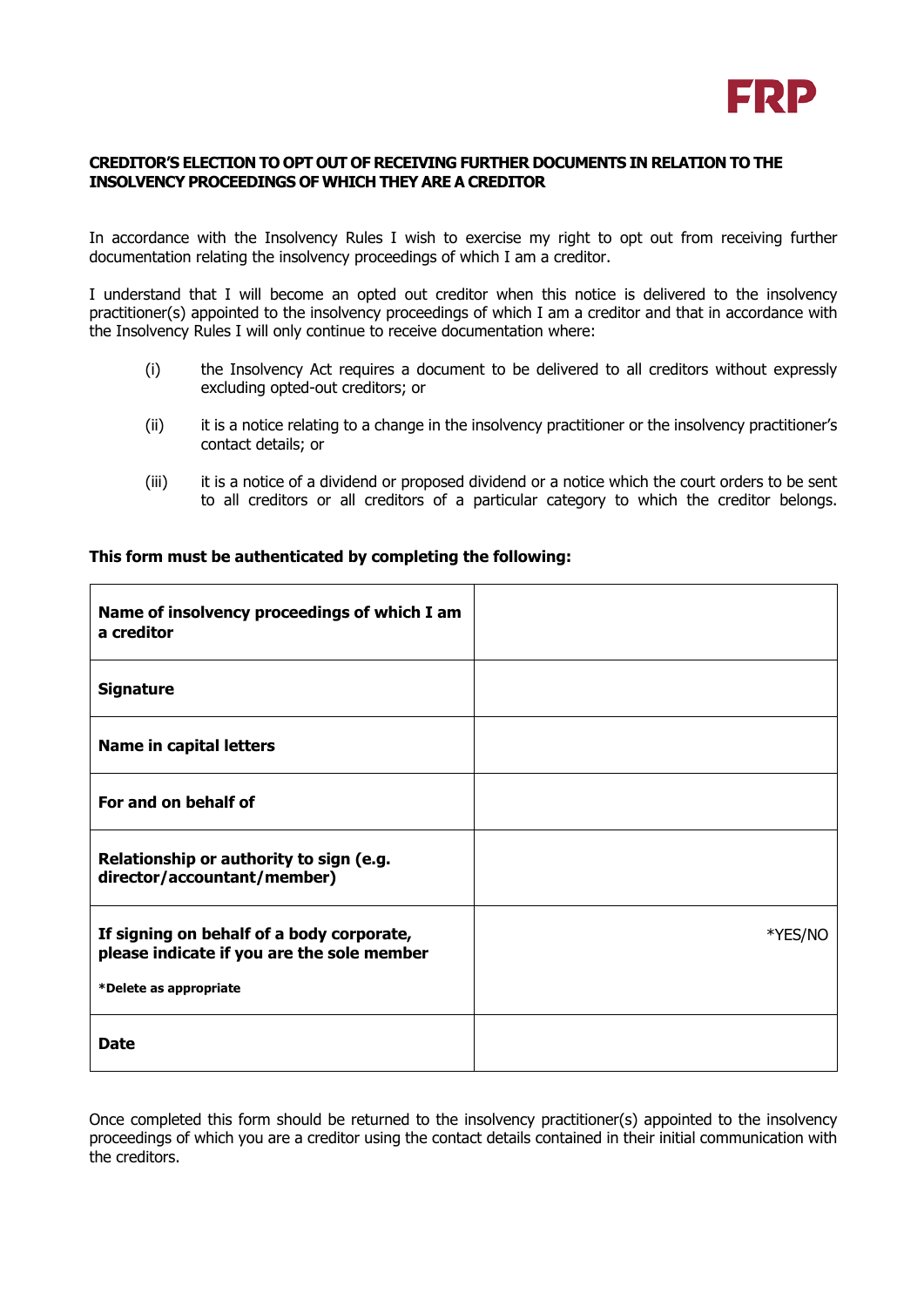FRP

**CREDITOR'S ELECTION TO OPT OUT OF RECEIVING FURTHER DOCUMENTS IN RELATION TO THE INSOLVENCY PROCEEDINGS OF WHICH THEY ARE A CREDITOR**

In accordance with the Insolvency Rules I wish to exercise my right to opt out from receiving further documentation relating the insolvency proceedings of which I am a creditor.

I understand that I will become an opted out creditor when this notice is delivered to the insolvency practitioner(s) appointed to the insolvency proceedings of which I am a creditor and that in accordance with the Insolvency Rules I will only continue to receive documentation where:

(i) the Insolvency Act requires a document to be delivered to all creditors without expressly excluding opted-out creditors; or

(ii) it is a notice relating to a change in the insolvency practitioner or the insolvency practitioner's contact details; or

(iii) it is a notice of a dividend or proposed dividend or a notice which the court orders to be sent to all creditors or all creditors of a particular category to which the creditor belongs.

**This form must be authenticated by completing the following:**

| | |
|---|---|
| **Name of insolvency proceedings of which I am a creditor** | |
| **Signature** | |
| **Name in capital letters** | |
| **For and on behalf of** | |
| **Relationship or authority to sign (e.g. director/accountant/member)** | |
| **If signing on behalf of a body corporate, please indicate if you are the sole member** <br> ***Delete as appropriate** | *YES/NO |
| **Date** | |

Once completed this form should be returned to the insolvency practitioner(s) appointed to the insolvency proceedings of which you are a creditor using the contact details contained in their initial communication with the creditors.